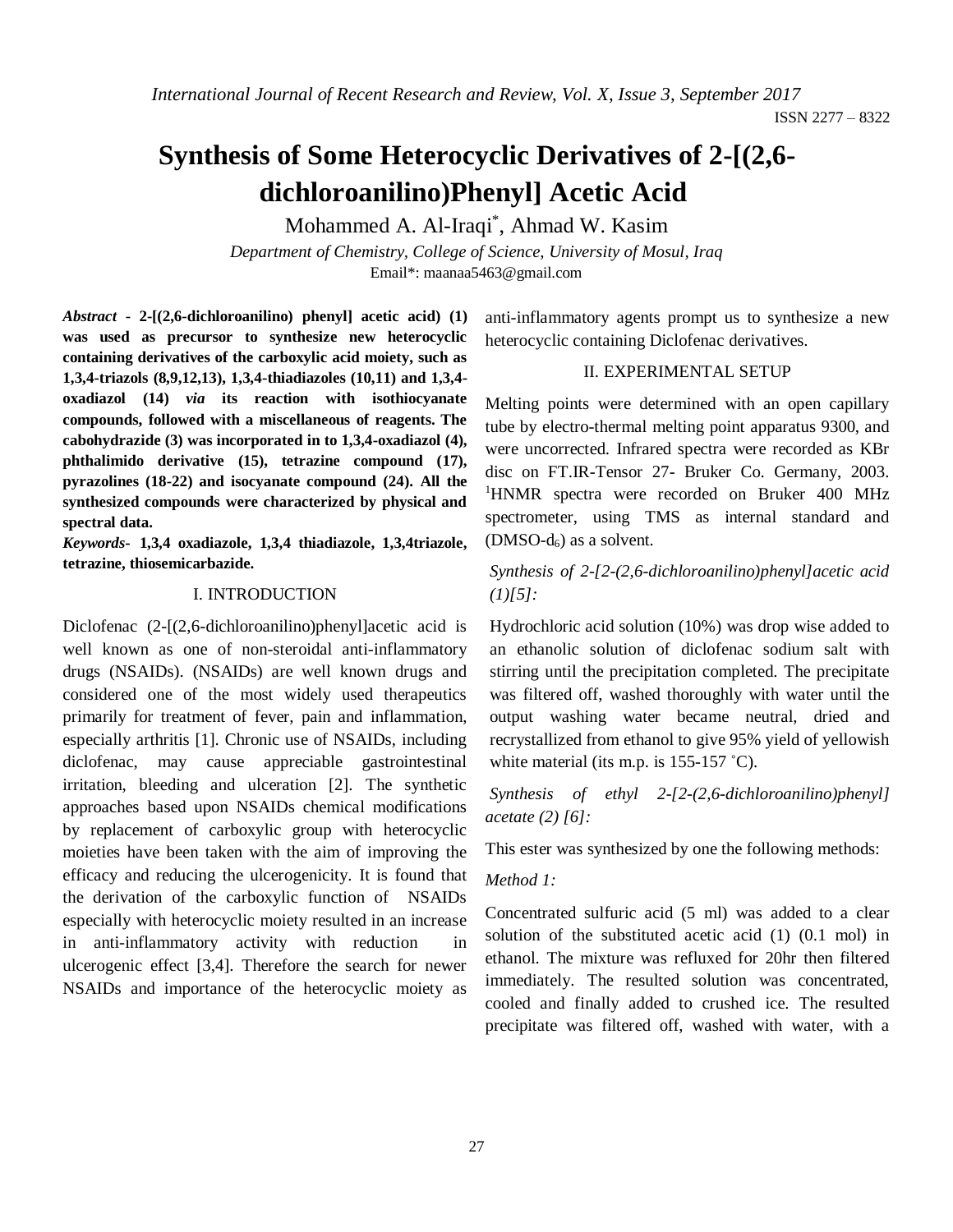# Synthesis of Some Heterocyclic Derivatives of 2-[(2,6-dichloroanilino)Phenyl] Acetic Acid

Mohammed A. Al-Iraqi*, Ahmad W. Kasim

*Department of Chemistry, College of Science, University of Mosul, Iraq*
Email*: maanaa5463@gmail.com

***Abstract*** **- 2-[(2,6-dichloroanilino) phenyl] acetic acid) (1) was used as precursor to synthesize new heterocyclic containing derivatives of the carboxylic acid moiety, such as 1,3,4-triazols (8,9,12,13), 1,3,4-thiadiazoles (10,11) and 1,3,4-oxadiazol (14) *via* its reaction with isothiocyanate compounds, followed with a miscellaneous of reagents. The cabohydrazide (3) was incorporated in to 1,3,4-oxadiazol (4), phthalimido derivative (15), tetrazine compound (17), pyrazolines (18-22) and isocyanate compound (24). All the synthesized compounds were characterized by physical and spectral data.**

***Keywords*** **- 1,3,4 oxadiazole, 1,3,4 thiadiazole, 1,3,4triazole, tetrazine, thiosemicarbazide.**

## I. INTRODUCTION

Diclofenac (2-[(2,6-dichloroanilino)phenyl]acetic acid is well known as one of non-steroidal anti-inflammatory drugs (NSAIDs). (NSAIDs) are well known drugs and considered one of the most widely used therapeutics primarily for treatment of fever, pain and inflammation, especially arthritis [1]. Chronic use of NSAIDs, including diclofenac, may cause appreciable gastrointestinal irritation, bleeding and ulceration [2]. The synthetic approaches based upon NSAIDs chemical modifications by replacement of carboxylic group with heterocyclic moieties have been taken with the aim of improving the efficacy and reducing the ulcerogenicity. It is found that the derivation of the carboxylic function of NSAIDs especially with heterocyclic moiety resulted in an increase in anti-inflammatory activity with reduction in ulcerogenic effect [3,4]. Therefore the search for newer NSAIDs and importance of the heterocyclic moiety as anti-inflammatory agents prompt us to synthesize a new heterocyclic containing Diclofenac derivatives.

## II. EXPERIMENTAL SETUP

Melting points were determined with an open capillary tube by electro-thermal melting point apparatus 9300, and were uncorrected. Infrared spectra were recorded as KBr disc on FT.IR-Tensor 27- Bruker Co. Germany, 2003. $^1$HNMR spectra were recorded on Bruker 400 MHz spectrometer, using TMS as internal standard and (DMSO-$d_6$) as a solvent.

*Synthesis of 2-[2-(2,6-dichloroanilino)phenyl]acetic acid (1)[5]:*

Hydrochloric acid solution (10%) was drop wise added to an ethanolic solution of diclofenac sodium salt with stirring until the precipitation completed. The precipitate was filtered off, washed thoroughly with water until the output washing water became neutral, dried and recrystallized from ethanol to give 95% yield of yellowish white material (its m.p. is 155-157 ˚C).

*Synthesis of ethyl 2-[2-(2,6-dichloroanilino)phenyl] acetate (2) [6]:*

This ester was synthesized by one the following methods:

*Method 1:*

Concentrated sulfuric acid (5 ml) was added to a clear solution of the substituted acetic acid (1) (0.1 mol) in ethanol. The mixture was refluxed for 20hr then filtered immediately. The resulted solution was concentrated, cooled and finally added to crushed ice. The resulted precipitate was filtered off, washed with water, with a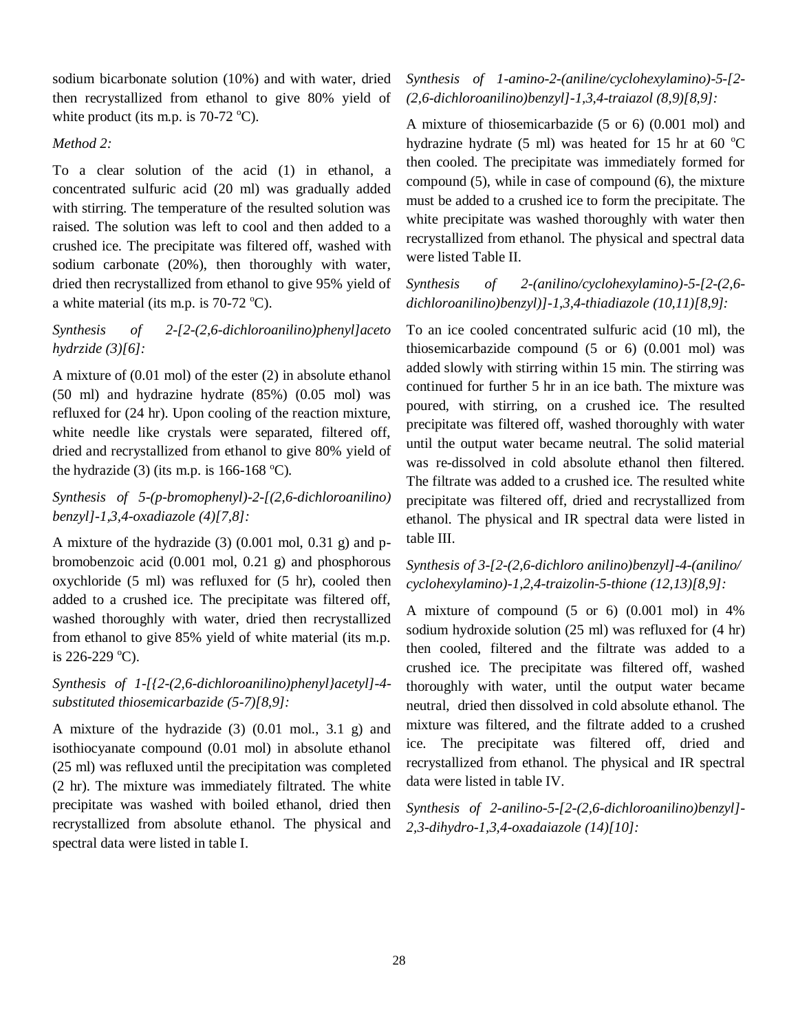sodium bicarbonate solution (10%) and with water, dried then recrystallized from ethanol to give 80% yield of white product (its m.p. is 70-72 $^{o}$C).

*Method 2:*

To a clear solution of the acid (1) in ethanol, a concentrated sulfuric acid (20 ml) was gradually added with stirring. The temperature of the resulted solution was raised. The solution was left to cool and then added to a crushed ice. The precipitate was filtered off, washed with sodium carbonate (20%), then thoroughly with water, dried then recrystallized from ethanol to give 95% yield of a white material (its m.p. is 70-72 $^{o}$C).

*Synthesis of 2-[2-(2,6-dichloroanilino)phenyl]aceto hydrzide (3)[6]:*

A mixture of (0.01 mol) of the ester (2) in absolute ethanol (50 ml) and hydrazine hydrate (85%) (0.05 mol) was refluxed for (24 hr). Upon cooling of the reaction mixture, white needle like crystals were separated, filtered off, dried and recrystallized from ethanol to give 80% yield of the hydrazide (3) (its m.p. is 166-168 $^{o}$C).

*Synthesis of 5-(p-bromophenyl)-2-[(2,6-dichloroanilino) benzyl]-1,3,4-oxadiazole (4)[7,8]:*

A mixture of the hydrazide (3) (0.001 mol, 0.31 g) and p-bromobenzoic acid (0.001 mol, 0.21 g) and phosphorous oxychloride (5 ml) was refluxed for (5 hr), cooled then added to a crushed ice. The precipitate was filtered off, washed thoroughly with water, dried then recrystallized from ethanol to give 85% yield of white material (its m.p. is 226-229 $^{o}$C).

*Synthesis of 1-[{2-(2,6-dichloroanilino)phenyl}acetyl]-4-substituted thiosemicarbazide (5-7)[8,9]:*

A mixture of the hydrazide (3) (0.01 mol., 3.1 g) and isothiocyanate compound (0.01 mol) in absolute ethanol (25 ml) was refluxed until the precipitation was completed (2 hr). The mixture was immediately filtrated. The white precipitate was washed with boiled ethanol, dried then recrystallized from absolute ethanol. The physical and spectral data were listed in table I.

*Synthesis of 1-amino-2-(aniline/cyclohexylamino)-5-[2-(2,6-dichloroanilino)benzyl]-1,3,4-traiazol (8,9)[8,9]:*

A mixture of thiosemicarbazide (5 or 6) (0.001 mol) and hydrazine hydrate (5 ml) was heated for 15 hr at 60 $^{o}$C then cooled. The precipitate was immediately formed for compound (5), while in case of compound (6), the mixture must be added to a crushed ice to form the precipitate. The white precipitate was washed thoroughly with water then recrystallized from ethanol. The physical and spectral data were listed Table II.

*Synthesis of 2-(anilino/cyclohexylamino)-5-[2-(2,6-dichloroanilino)benzyl)]-1,3,4-thiadiazole (10,11)[8,9]:*

To an ice cooled concentrated sulfuric acid (10 ml), the thiosemicarbazide compound (5 or 6) (0.001 mol) was added slowly with stirring within 15 min. The stirring was continued for further 5 hr in an ice bath. The mixture was poured, with stirring, on a crushed ice. The resulted precipitate was filtered off, washed thoroughly with water until the output water became neutral. The solid material was re-dissolved in cold absolute ethanol then filtered. The filtrate was added to a crushed ice. The resulted white precipitate was filtered off, dried and recrystallized from ethanol. The physical and IR spectral data were listed in table III.

*Synthesis of 3-[2-(2,6-dichloro anilino)benzyl]-4-(anilino/ cyclohexylamino)-1,2,4-traizolin-5-thione (12,13)[8,9]:*

A mixture of compound (5 or 6) (0.001 mol) in 4% sodium hydroxide solution (25 ml) was refluxed for (4 hr) then cooled, filtered and the filtrate was added to a crushed ice. The precipitate was filtered off, washed thoroughly with water, until the output water became neutral, dried then dissolved in cold absolute ethanol. The mixture was filtered, and the filtrate added to a crushed ice. The precipitate was filtered off, dried and recrystallized from ethanol. The physical and IR spectral data were listed in table IV.

*Synthesis of 2-anilino-5-[2-(2,6-dichloroanilino)benzyl]-2,3-dihydro-1,3,4-oxadaiazole (14)[10]:*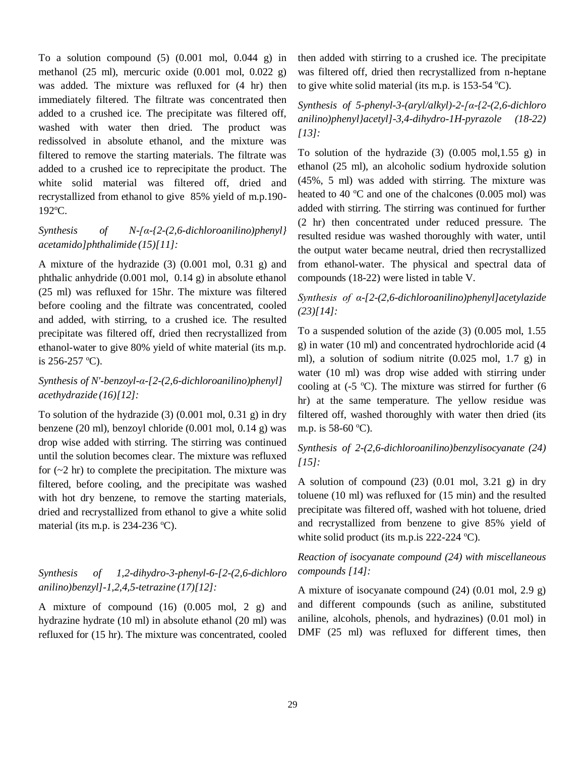To a solution compound (5) (0.001 mol, 0.044 g) in methanol (25 ml), mercuric oxide (0.001 mol, 0.022 g) was added. The mixture was refluxed for (4 hr) then immediately filtered. The filtrate was concentrated then added to a crushed ice. The precipitate was filtered off, washed with water then dried. The product was redissolved in absolute ethanol, and the mixture was filtered to remove the starting materials. The filtrate was added to a crushed ice to reprecipitate the product. The white solid material was filtered off, dried and recrystallized from ethanol to give 85% yield of m.p.190-192ºC.

*Synthesis of N-[α-{2-(2,6-dichloroanilino)phenyl} acetamido]phthalimide (15)[11]:*

A mixture of the hydrazide (3) (0.001 mol, 0.31 g) and phthalic anhydride (0.001 mol, 0.14 g) in absolute ethanol (25 ml) was refluxed for 15hr. The mixture was filtered before cooling and the filtrate was concentrated, cooled and added, with stirring, to a crushed ice. The resulted precipitate was filtered off, dried then recrystallized from ethanol-water to give 80% yield of white material (its m.p. is 256-257 ºC).

*Synthesis of N'-benzoyl-α-[2-(2,6-dichloroanilino)phenyl] acethydrazide (16)[12]:*

To solution of the hydrazide (3) (0.001 mol, 0.31 g) in dry benzene (20 ml), benzoyl chloride (0.001 mol, 0.14 g) was drop wise added with stirring. The stirring was continued until the solution becomes clear. The mixture was refluxed for (~2 hr) to complete the precipitation. The mixture was filtered, before cooling, and the precipitate was washed with hot dry benzene, to remove the starting materials, dried and recrystallized from ethanol to give a white solid material (its m.p. is 234-236 ºC).

*Synthesis of 1,2-dihydro-3-phenyl-6-[2-(2,6-dichloro anilino)benzyl]-1,2,4,5-tetrazine (17)[12]:*

A mixture of compound (16) (0.005 mol, 2 g) and hydrazine hydrate (10 ml) in absolute ethanol (20 ml) was refluxed for (15 hr). The mixture was concentrated, cooled then added with stirring to a crushed ice. The precipitate was filtered off, dried then recrystallized from n-heptane to give white solid material (its m.p. is 153-54 ºC).

*Synthesis of 5-phenyl-3-(aryl/alkyl)-2-[α-{2-(2,6-dichloro anilino)phenyl}acetyl]-3,4-dihydro-1H-pyrazole (18-22) [13]:*

To solution of the hydrazide (3) (0.005 mol,1.55 g) in ethanol (25 ml), an alcoholic sodium hydroxide solution (45%, 5 ml) was added with stirring. The mixture was heated to 40 ºC and one of the chalcones (0.005 mol) was added with stirring. The stirring was continued for further (2 hr) then concentrated under reduced pressure. The resulted residue was washed thoroughly with water, until the output water became neutral, dried then recrystallized from ethanol-water. The physical and spectral data of compounds (18-22) were listed in table V.

*Synthesis of α-[2-(2,6-dichloroanilino)phenyl]acetylazide (23)[14]:*

To a suspended solution of the azide (3) (0.005 mol, 1.55 g) in water (10 ml) and concentrated hydrochloride acid (4 ml), a solution of sodium nitrite (0.025 mol, 1.7 g) in water (10 ml) was drop wise added with stirring under cooling at (-5 ºC). The mixture was stirred for further (6 hr) at the same temperature. The yellow residue was filtered off, washed thoroughly with water then dried (its m.p. is 58-60 ºC).

*Synthesis of 2-(2,6-dichloroanilino)benzylisocyanate (24) [15]:*

A solution of compound (23) (0.01 mol, 3.21 g) in dry toluene (10 ml) was refluxed for (15 min) and the resulted precipitate was filtered off, washed with hot toluene, dried and recrystallized from benzene to give 85% yield of white solid product (its m.p.is 222-224 ºC).

*Reaction of isocyanate compound (24) with miscellaneous compounds [14]:*

A mixture of isocyanate compound (24) (0.01 mol, 2.9 g) and different compounds (such as aniline, substituted aniline, alcohols, phenols, and hydrazines) (0.01 mol) in DMF (25 ml) was refluxed for different times, then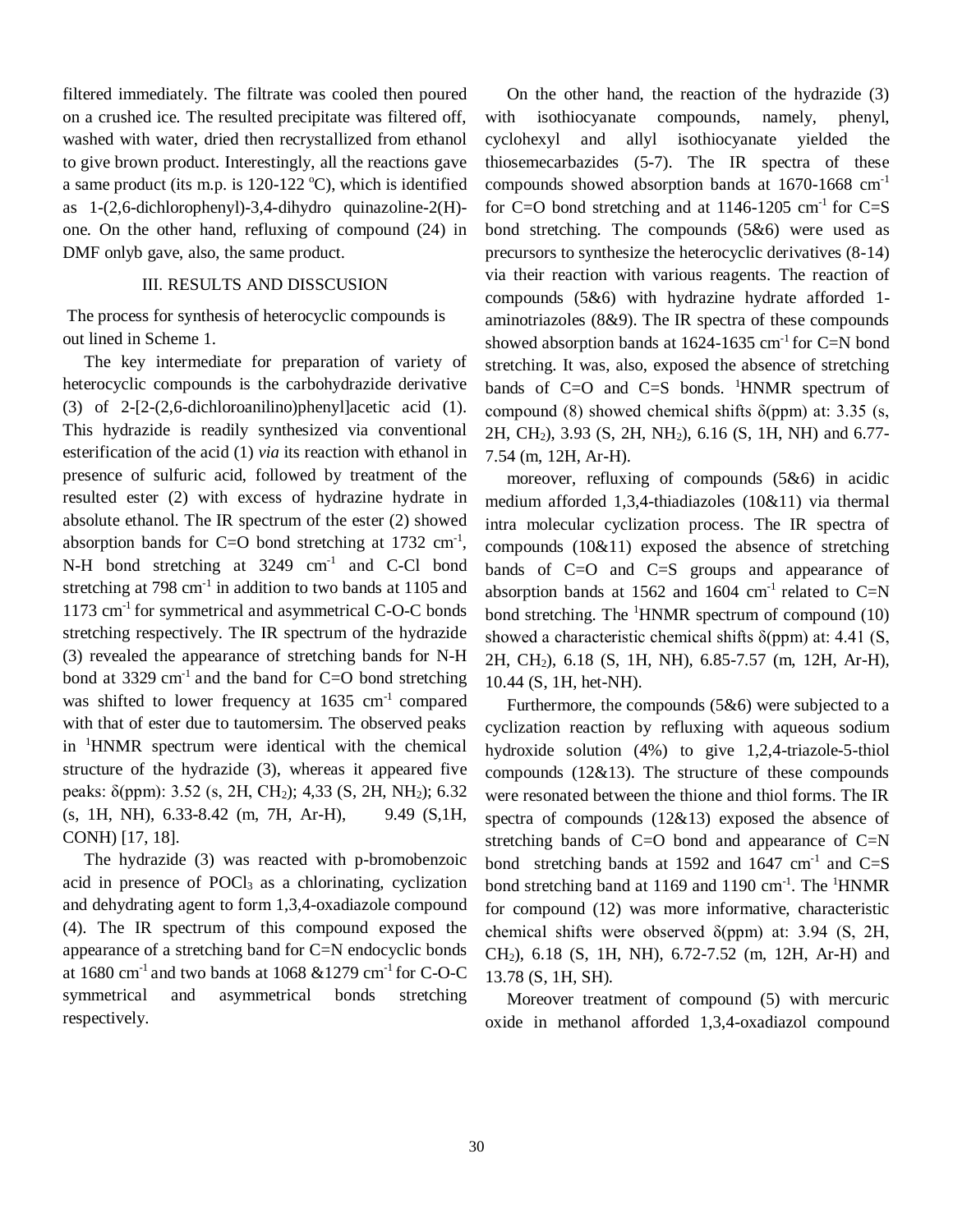filtered immediately. The filtrate was cooled then poured on a crushed ice. The resulted precipitate was filtered off, washed with water, dried then recrystallized from ethanol to give brown product. Interestingly, all the reactions gave a same product (its m.p. is 120-122 $^{o}$C), which is identified as 1-(2,6-dichlorophenyl)-3,4-dihydro quinazoline-2(H)-one. On the other hand, refluxing of compound (24) in DMF onlyb gave, also, the same product.

## III. RESULTS AND DISSCUSION

The process for synthesis of heterocyclic compounds is out lined in Scheme 1.

The key intermediate for preparation of variety of heterocyclic compounds is the carbohydrazide derivative (3) of 2-[2-(2,6-dichloroanilino)phenyl]acetic acid (1). This hydrazide is readily synthesized via conventional esterification of the acid (1) *via* its reaction with ethanol in presence of sulfuric acid, followed by treatment of the resulted ester (2) with excess of hydrazine hydrate in absolute ethanol. The IR spectrum of the ester (2) showed absorption bands for C=O bond stretching at 1732 cm$^{-1}$, N-H bond stretching at 3249 cm$^{-1}$ and C-Cl bond stretching at 798 cm$^{-1}$ in addition to two bands at 1105 and 1173 cm$^{-1}$ for symmetrical and asymmetrical C-O-C bonds stretching respectively. The IR spectrum of the hydrazide (3) revealed the appearance of stretching bands for N-H bond at 3329 cm$^{-1}$ and the band for C=O bond stretching was shifted to lower frequency at 1635 cm$^{-1}$ compared with that of ester due to tautomersim. The observed peaks in $^{1}$HNMR spectrum were identical with the chemical structure of the hydrazide (3), whereas it appeared five peaks: δ(ppm): 3.52 (s, 2H, $CH_2$); 4,33 (S, 2H, $NH_2$); 6.32 (s, 1H, NH), 6.33-8.42 (m, 7H, Ar-H), 9.49 (S,1H, CONH) [17, 18].

The hydrazide (3) was reacted with p-bromobenzoic acid in presence of $POCl_3$ as a chlorinating, cyclization and dehydrating agent to form 1,3,4-oxadiazole compound (4). The IR spectrum of this compound exposed the appearance of a stretching band for C=N endocyclic bonds at 1680 cm$^{-1}$ and two bands at 1068 &1279 cm$^{-1}$ for C-O-C symmetrical and asymmetrical bonds stretching respectively.

On the other hand, the reaction of the hydrazide (3) with isothiocyanate compounds, namely, phenyl, cyclohexyl and allyl isothiocyanate yielded the thiosemecarbazides (5-7). The IR spectra of these compounds showed absorption bands at 1670-1668 cm$^{-1}$ for C=O bond stretching and at 1146-1205 cm$^{-1}$ for C=S bond stretching. The compounds (5&6) were used as precursors to synthesize the heterocyclic derivatives (8-14) via their reaction with various reagents. The reaction of compounds (5&6) with hydrazine hydrate afforded 1-aminotriazoles (8&9). The IR spectra of these compounds showed absorption bands at 1624-1635 cm$^{-1}$ for C=N bond stretching. It was, also, exposed the absence of stretching bands of C=O and C=S bonds. $^{1}$HNMR spectrum of compound (8) showed chemical shifts δ(ppm) at: 3.35 (s, 2H, $CH_2$), 3.93 (S, 2H, $NH_2$), 6.16 (S, 1H, NH) and 6.77-7.54 (m, 12H, Ar-H).

moreover, refluxing of compounds (5&6) in acidic medium afforded 1,3,4-thiadiazoles (10&11) via thermal intra molecular cyclization process. The IR spectra of compounds (10&11) exposed the absence of stretching bands of C=O and C=S groups and appearance of absorption bands at 1562 and 1604 cm$^{-1}$ related to C=N bond stretching. The $^{1}$HNMR spectrum of compound (10) showed a characteristic chemical shifts δ(ppm) at: 4.41 (S, 2H, $CH_2$), 6.18 (S, 1H, NH), 6.85-7.57 (m, 12H, Ar-H), 10.44 (S, 1H, het-NH).

Furthermore, the compounds (5&6) were subjected to a cyclization reaction by refluxing with aqueous sodium hydroxide solution (4%) to give 1,2,4-triazole-5-thiol compounds (12&13). The structure of these compounds were resonated between the thione and thiol forms. The IR spectra of compounds (12&13) exposed the absence of stretching bands of C=O bond and appearance of C=N bond stretching bands at 1592 and 1647 cm$^{-1}$ and C=S bond stretching band at 1169 and 1190 cm$^{-1}$. The $^{1}$HNMR for compound (12) was more informative, characteristic chemical shifts were observed δ(ppm) at: 3.94 (S, 2H, $CH_2$), 6.18 (S, 1H, NH), 6.72-7.52 (m, 12H, Ar-H) and 13.78 (S, 1H, SH).

Moreover treatment of compound (5) with mercuric oxide in methanol afforded 1,3,4-oxadiazol compound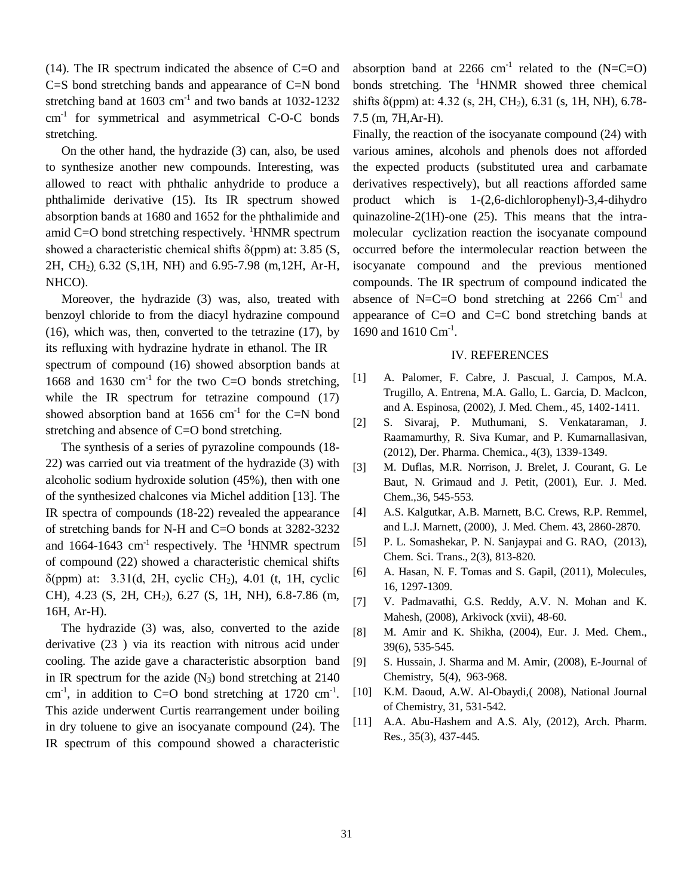(14). The IR spectrum indicated the absence of C=O and C=S bond stretching bands and appearance of C=N bond stretching band at 1603 $cm^{-1}$ and two bands at 1032-1232 $cm^{-1}$ for symmetrical and asymmetrical C-O-C bonds stretching.

On the other hand, the hydrazide (3) can, also, be used to synthesize another new compounds. Interesting, was allowed to react with phthalic anhydride to produce a phthalimide derivative (15). Its IR spectrum showed absorption bands at 1680 and 1652 for the phthalimide and amid C=O bond stretching respectively. $^{1}$HNMR spectrum showed a characteristic chemical shifts δ(ppm) at: 3.85 (S, 2H, $CH_2$), 6.32 (S,1H, NH) and 6.95-7.98 (m,12H, Ar-H, NHCO).

Moreover, the hydrazide (3) was, also, treated with benzoyl chloride to from the diacyl hydrazine compound (16), which was, then, converted to the tetrazine (17), by its refluxing with hydrazine hydrate in ethanol. The IR spectrum of compound (16) showed absorption bands at 1668 and 1630 $cm^{-1}$ for the two C=O bonds stretching, while the IR spectrum for tetrazine compound (17) showed absorption band at 1656 $cm^{-1}$ for the C=N bond stretching and absence of C=O bond stretching.

The synthesis of a series of pyrazoline compounds (18-22) was carried out via treatment of the hydrazide (3) with alcoholic sodium hydroxide solution (45%), then with one of the synthesized chalcones via Michel addition [13]. The IR spectra of compounds (18-22) revealed the appearance of stretching bands for N-H and C=O bonds at 3282-3232 and 1664-1643 $cm^{-1}$ respectively. The $^{1}$HNMR spectrum of compound (22) showed a characteristic chemical shifts δ(ppm) at: 3.31(d, 2H, cyclic $CH_2$), 4.01 (t, 1H, cyclic CH), 4.23 (S, 2H, $CH_2$), 6.27 (S, 1H, NH), 6.8-7.86 (m, 16H, Ar-H).

The hydrazide (3) was, also, converted to the azide derivative (23 ) via its reaction with nitrous acid under cooling. The azide gave a characteristic absorption band in IR spectrum for the azide ($N_3$) bond stretching at 2140 $cm^{-1}$, in addition to C=O bond stretching at 1720 $cm^{-1}$. This azide underwent Curtis rearrangement under boiling in dry toluene to give an isocyanate compound (24). The IR spectrum of this compound showed a characteristic absorption band at 2266 $cm^{-1}$ related to the (N=C=O) bonds stretching. The $^{1}$HNMR showed three chemical shifts δ(ppm) at: 4.32 (s, 2H, $CH_2$), 6.31 (s, 1H, NH), 6.78-7.5 (m, 7H,Ar-H).

Finally, the reaction of the isocyanate compound (24) with various amines, alcohols and phenols does not afforded the expected products (substituted urea and carbamate derivatives respectively), but all reactions afforded same product which is 1-(2,6-dichlorophenyl)-3,4-dihydro quinazoline-2(1H)-one (25). This means that the intra-molecular cyclization reaction the isocyanate compound occurred before the intermolecular reaction between the isocyanate compound and the previous mentioned compounds. The IR spectrum of compound indicated the absence of N=C=O bond stretching at 2266 $Cm^{-1}$ and appearance of C=O and C=C bond stretching bands at 1690 and 1610 $Cm^{-1}$.

## IV. REFERENCES

[1] A. Palomer, F. Cabre, J. Pascual, J. Campos, M.A. Trugillo, A. Entrena, M.A. Gallo, L. Garcia, D. Maclcon, and A. Espinosa, (2002), J. Med. Chem., 45, 1402-1411.

[2] S. Sivaraj, P. Muthumani, S. Venkataraman, J. Raamamurthy, R. Siva Kumar, and P. Kumarnallasivan, (2012), Der. Pharma. Chemica., 4(3), 1339-1349.

[3] M. Duflas, M.R. Norrison, J. Brelet, J. Courant, G. Le Baut, N. Grimaud and J. Petit, (2001), Eur. J. Med. Chem.,36, 545-553.

[4] A.S. Kalgutkar, A.B. Marnett, B.C. Crews, R.P. Remmel, and L.J. Marnett, (2000), J. Med. Chem. 43, 2860-2870.

[5] P. L. Somashekar, P. N. Sanjaypai and G. RAO, (2013), Chem. Sci. Trans., 2(3), 813-820.

[6] A. Hasan, N. F. Tomas and S. Gapil, (2011), Molecules, 16, 1297-1309.

[7] V. Padmavathi, G.S. Reddy, A.V. N. Mohan and K. Mahesh, (2008), Arkivock (xvii), 48-60.

[8] M. Amir and K. Shikha, (2004), Eur. J. Med. Chem., 39(6), 535-545.

[9] S. Hussain, J. Sharma and M. Amir, (2008), E-Journal of Chemistry, 5(4), 963-968.

[10] K.M. Daoud, A.W. Al-Obaydi,( 2008), National Journal of Chemistry, 31, 531-542.

[11] A.A. Abu-Hashem and A.S. Aly, (2012), Arch. Pharm. Res., 35(3), 437-445.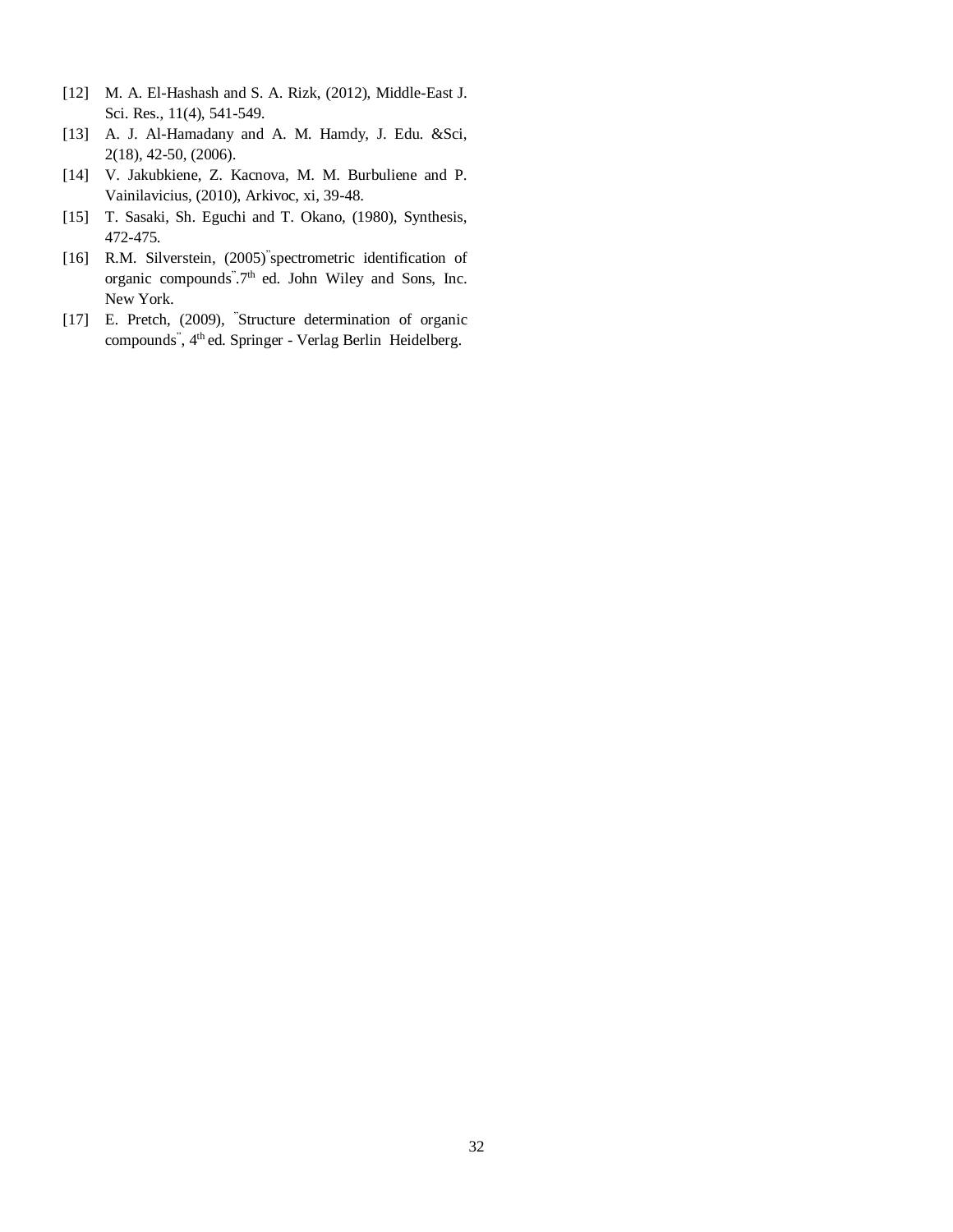[12] M. A. El-Hashash and S. A. Rizk, (2012), Middle-East J. Sci. Res., 11(4), 541-549.

[13] A. J. Al-Hamadany and A. M. Hamdy, J. Edu. &Sci, 2(18), 42-50, (2006).

[14] V. Jakubkiene, Z. Kacnova, M. M. Burbuliene and P. Vainilavicius, (2010), Arkivoc, xi, 39-48.

[15] T. Sasaki, Sh. Eguchi and T. Okano, (1980), Synthesis, 472-475.

[16] R.M. Silverstein, (2005)"spectrometric identification of organic compounds".7th ed. John Wiley and Sons, Inc. New York.

[17] E. Pretch, (2009), "Structure determination of organic compounds", 4th ed. Springer - Verlag Berlin Heidelberg.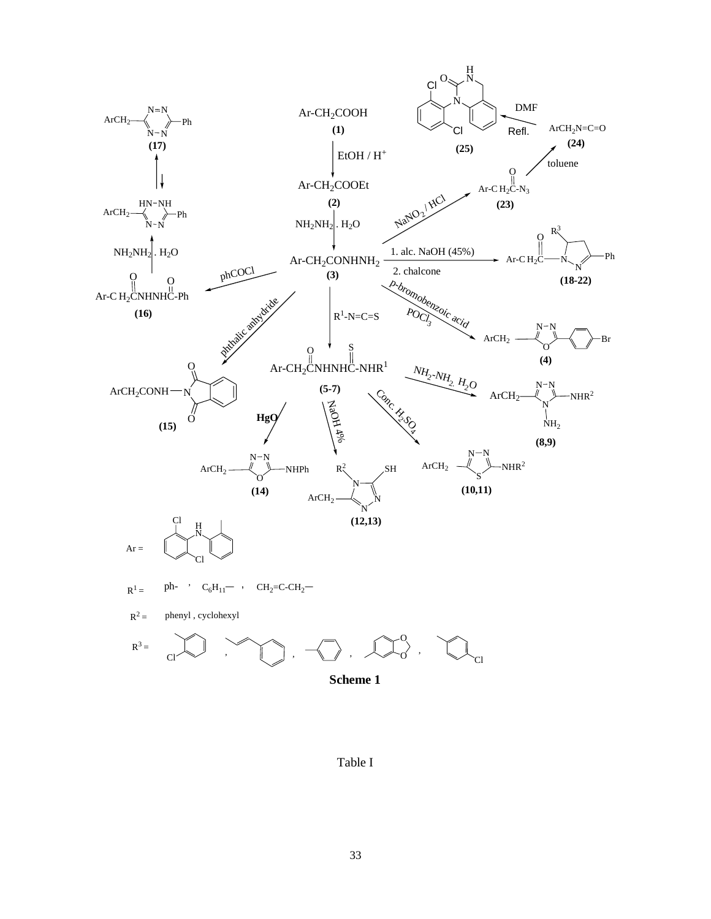Ar-$CH_2$COOH **(1)**

EtOH / $H^+$

Ar-$CH_2$COOEt **(2)**

$NH_2NH_2 . H_2O$

Ar-$CH_2$CONHNH$_2$ **(3)**

$R^1$-N=C=S

Ar-$CH_2$CNHNHC-NHR$^1$ **(5-7)**

NaOH 4% → **(12,13)**

HgO → **(14)**

Conc. $H_2SO_4$ → **(10,11)**

$NH_2$-$NH_2$. $H_2O$ → **(8,9)**

p-bromobenzoic acid / $POCl_3$ → **(4)**

1. alc. NaOH (45%) 2. chalcone → **(18-22)**

$NaNO_2$ / HCl → Ar-$CH_2$C(O)-$N_3$ **(23)**

toluene → Ar$CH_2$N=C=O **(24)**

DMF Refl. → **(25)**

phCOCl → Ar-$CH_2$CNHNHC-Ph **(16)**

$NH_2NH_2 . H_2O$ → **(17)**

phthalic anhydride → Ar$CH_2$CONH **(15)**

Ar =

$R^1$ = ph- , $C_6H_{11}$— , $CH_2$=C-$CH_2$—

$R^2$ = phenyl , cyclohexyl

$R^3$ =

**Scheme 1**

Table I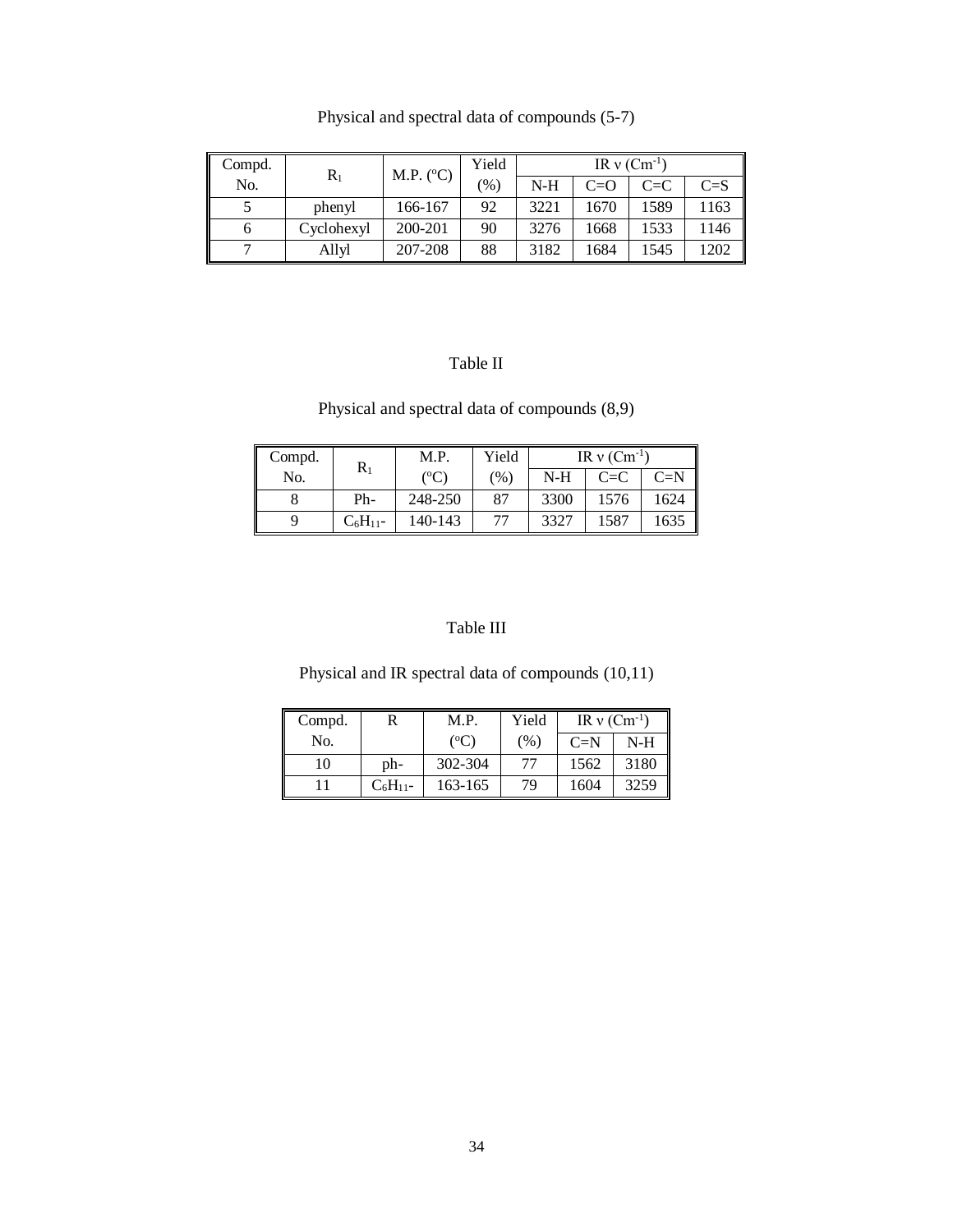Physical and spectral data of compounds (5-7)

| Compd. No. | $R_1$ | M.P. (°C) | Yield (%) | IR ν ($Cm^{-1}$) | | | |
|---|---|---|---|---|---|---|---|
| | | | | N-H | C=O | C=C | C=S |
| 5 | phenyl | 166-167 | 92 | 3221 | 1670 | 1589 | 1163 |
| 6 | Cyclohexyl | 200-201 | 90 | 3276 | 1668 | 1533 | 1146 |
| 7 | Allyl | 207-208 | 88 | 3182 | 1684 | 1545 | 1202 |

Table II

Physical and spectral data of compounds (8,9)

| Compd. No. | $R_1$ | M.P. (°C) | Yield (%) | IR ν ($Cm^{-1}$) | | |
|---|---|---|---|---|---|---|
| | | | | N-H | C=C | C=N |
| 8 | Ph- | 248-250 | 87 | 3300 | 1576 | 1624 |
| 9 | $C_6H_{11}$- | 140-143 | 77 | 3327 | 1587 | 1635 |

Table III

Physical and IR spectral data of compounds (10,11)

| Compd. No. | R | M.P. (°C) | Yield (%) | IR ν ($Cm^{-1}$) | |
|---|---|---|---|---|---|
| | | | | C=N | N-H |
| 10 | ph- | 302-304 | 77 | 1562 | 3180 |
| 11 | $C_6H_{11}$- | 163-165 | 79 | 1604 | 3259 |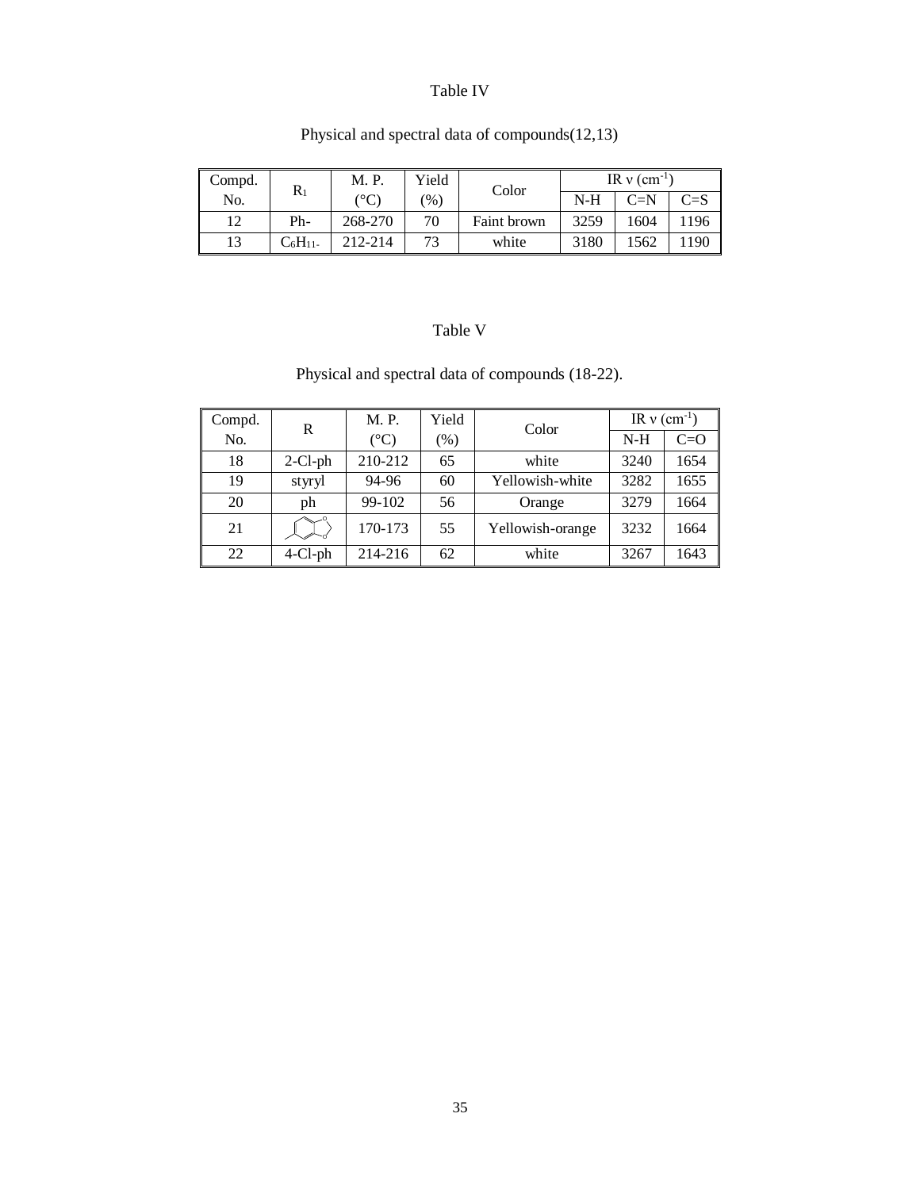Table IV

Physical and spectral data of compounds(12,13)

| Compd. No. | $R_1$ | M. P. (°C) | Yield (%) | Color | IR ν ($cm^{-1}$) | | |
|---|---|---|---|---|---|---|---|
| | | | | | N-H | C=N | C=S |
| 12 | Ph- | 268-270 | 70 | Faint brown | 3259 | 1604 | 1196 |
| 13 | $C_6H_{11}$- | 212-214 | 73 | white | 3180 | 1562 | 1190 |

Table V

Physical and spectral data of compounds (18-22).

| Compd. No. | R | M. P. (°C) | Yield (%) | Color | IR ν ($cm^{-1}$) | |
|---|---|---|---|---|---|---|
| | | | | | N-H | C=O |
| 18 | 2-Cl-ph | 210-212 | 65 | white | 3240 | 1654 |
| 19 | styryl | 94-96 | 60 | Yellowish-white | 3282 | 1655 |
| 20 | ph | 99-102 | 56 | Orange | 3279 | 1664 |
| 21 | | 170-173 | 55 | Yellowish-orange | 3232 | 1664 |
| 22 | 4-Cl-ph | 214-216 | 62 | white | 3267 | 1643 |